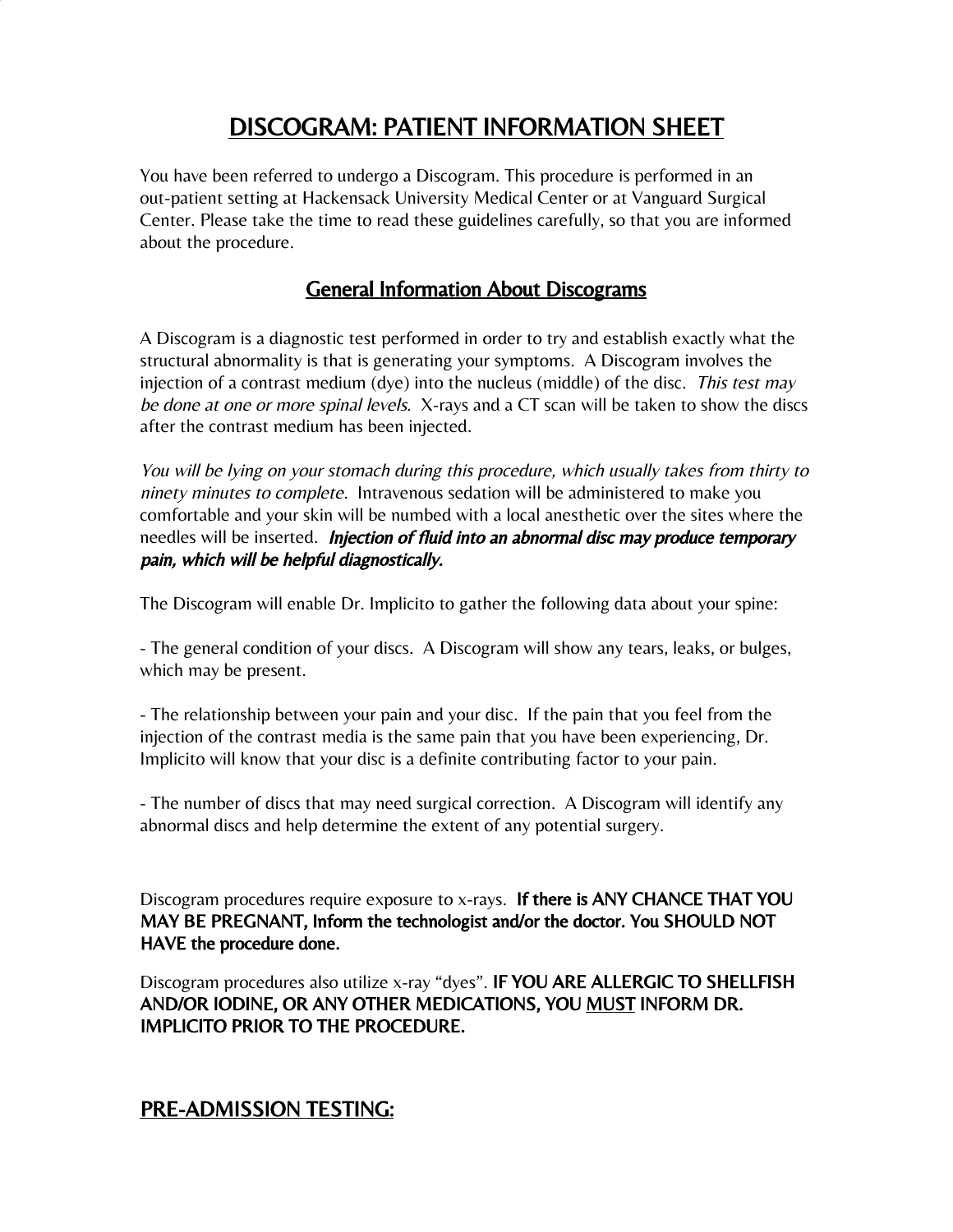# DISCOGRAM: PATIENT INFORMATION SHEET

You have been referred to undergo a Discogram. This procedure is performed in an out-patient setting at Hackensack University Medical Center or at Vanguard Surgical Center. Please take the time to read these guidelines carefully, so that you are informed about the procedure.

## General Information About Discograms

A Discogram is a diagnostic test performed in order to try and establish exactly what the structural abnormality is that is generating your symptoms. A Discogram involves the injection of a contrast medium (dye) into the nucleus (middle) of the disc. *This test may be done at one or more spinal levels.* X-rays and a CT scan will be taken to show the discs after the contrast medium has been injected.

*You will be lying on your stomach during this procedure, which usually takes from thirty to ninety minutes to complete.* Intravenous sedation will be administered to make you comfortable and your skin will be numbed with a local anesthetic over the sites where the needles will be inserted. ***Injection of fluid into an abnormal disc may produce temporary pain, which will be helpful diagnostically.***

The Discogram will enable Dr. Implicito to gather the following data about your spine:

- The general condition of your discs. A Discogram will show any tears, leaks, or bulges, which may be present.

- The relationship between your pain and your disc. If the pain that you feel from the injection of the contrast media is the same pain that you have been experiencing, Dr. Implicito will know that your disc is a definite contributing factor to your pain.

- The number of discs that may need surgical correction. A Discogram will identify any abnormal discs and help determine the extent of any potential surgery.

Discogram procedures require exposure to x-rays. **If there is ANY CHANCE THAT YOU MAY BE PREGNANT, Inform the technologist and/or the doctor. You SHOULD NOT HAVE the procedure done.**

Discogram procedures also utilize x-ray "dyes". **IF YOU ARE ALLERGIC TO SHELLFISH AND/OR IODINE, OR ANY OTHER MEDICATIONS, YOU MUST INFORM DR. IMPLICITO PRIOR TO THE PROCEDURE.**

## PRE-ADMISSION TESTING: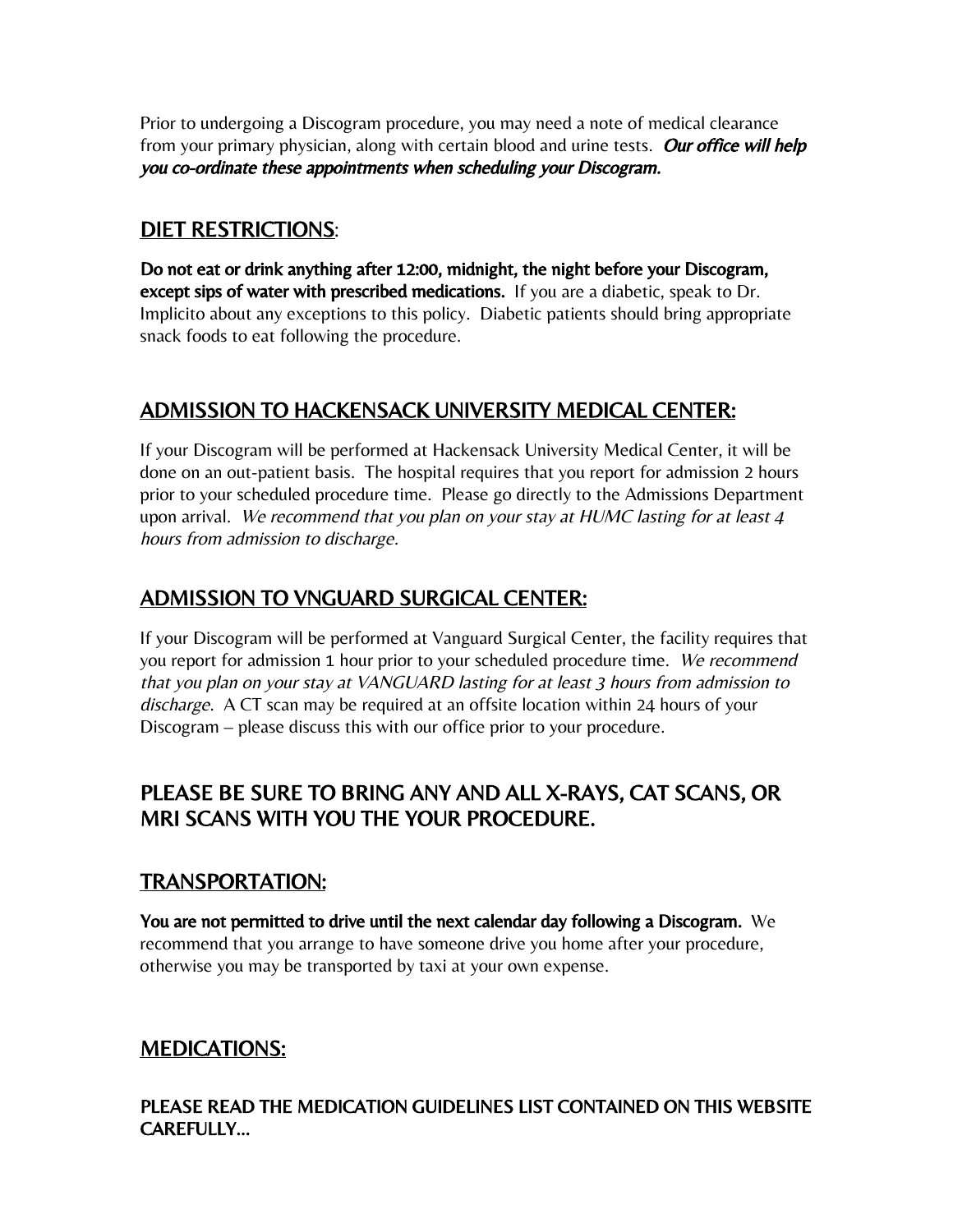Prior to undergoing a Discogram procedure, you may need a note of medical clearance from your primary physician, along with certain blood and urine tests. ***Our office will help you co-ordinate these appointments when scheduling your Discogram.***

## DIET RESTRICTIONS:

**Do not eat or drink anything after 12:00, midnight, the night before your Discogram, except sips of water with prescribed medications.** If you are a diabetic, speak to Dr. Implicito about any exceptions to this policy. Diabetic patients should bring appropriate snack foods to eat following the procedure.

## ADMISSION TO HACKENSACK UNIVERSITY MEDICAL CENTER:

If your Discogram will be performed at Hackensack University Medical Center, it will be done on an out-patient basis. The hospital requires that you report for admission 2 hours prior to your scheduled procedure time. Please go directly to the Admissions Department upon arrival. *We recommend that you plan on your stay at HUMC lasting for at least 4 hours from admission to discharge.*

## ADMISSION TO VNGUARD SURGICAL CENTER:

If your Discogram will be performed at Vanguard Surgical Center, the facility requires that you report for admission 1 hour prior to your scheduled procedure time. *We recommend that you plan on your stay at VANGUARD lasting for at least 3 hours from admission to discharge*. A CT scan may be required at an offsite location within 24 hours of your Discogram – please discuss this with our office prior to your procedure.

## PLEASE BE SURE TO BRING ANY AND ALL X-RAYS, CAT SCANS, OR MRI SCANS WITH YOU THE YOUR PROCEDURE.

## TRANSPORTATION:

**You are not permitted to drive until the next calendar day following a Discogram.** We recommend that you arrange to have someone drive you home after your procedure, otherwise you may be transported by taxi at your own expense.

## MEDICATIONS:

**PLEASE READ THE MEDICATION GUIDELINES LIST CONTAINED ON THIS WEBSITE CAREFULLY…**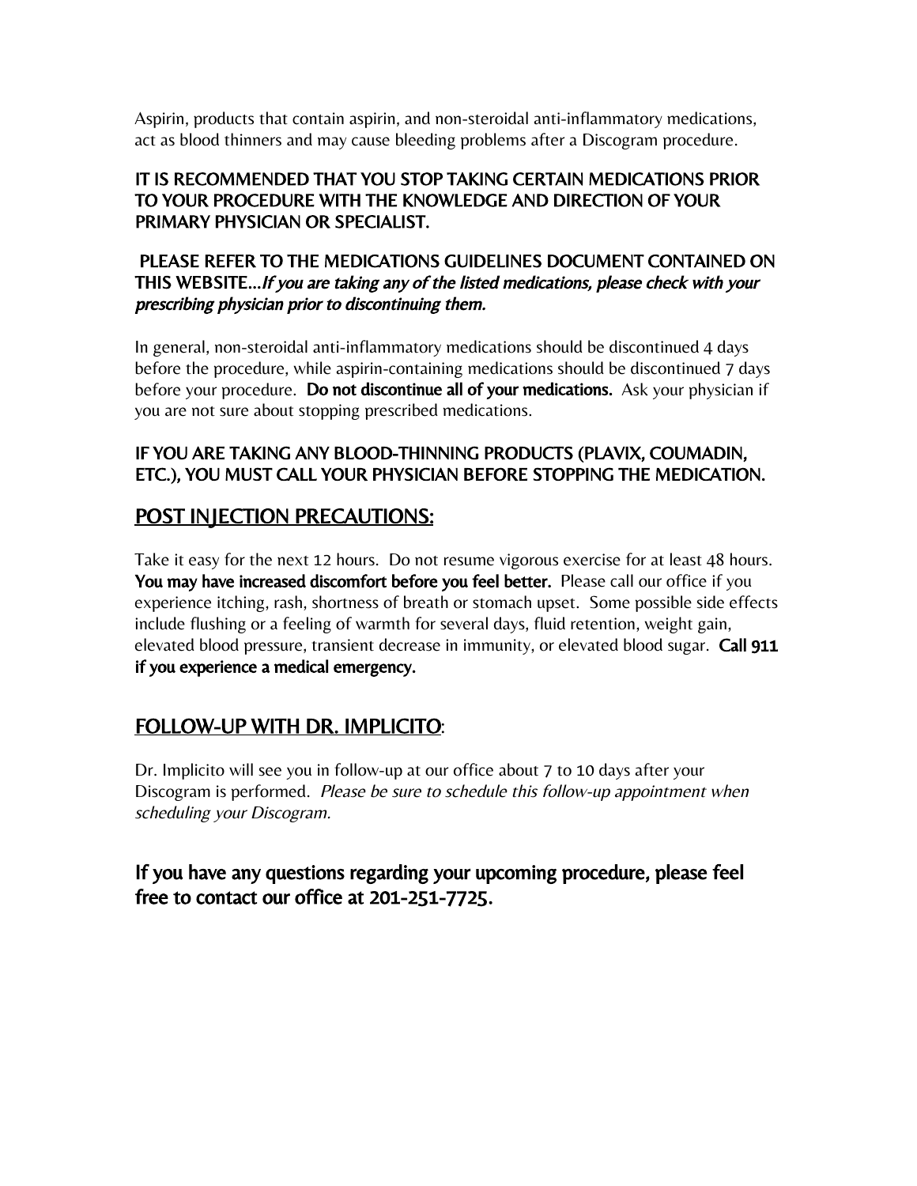Aspirin, products that contain aspirin, and non-steroidal anti-inflammatory medications, act as blood thinners and may cause bleeding problems after a Discogram procedure.

**IT IS RECOMMENDED THAT YOU STOP TAKING CERTAIN MEDICATIONS PRIOR TO YOUR PROCEDURE WITH THE KNOWLEDGE AND DIRECTION OF YOUR PRIMARY PHYSICIAN OR SPECIALIST.**

**PLEASE REFER TO THE MEDICATIONS GUIDELINES DOCUMENT CONTAINED ON THIS WEBSITE…*If you are taking any of the listed medications, please check with your prescribing physician prior to discontinuing them.***

In general, non-steroidal anti-inflammatory medications should be discontinued 4 days before the procedure, while aspirin-containing medications should be discontinued 7 days before your procedure. **Do not discontinue all of your medications.** Ask your physician if you are not sure about stopping prescribed medications.

**IF YOU ARE TAKING ANY BLOOD-THINNING PRODUCTS (PLAVIX, COUMADIN, ETC.), YOU MUST CALL YOUR PHYSICIAN BEFORE STOPPING THE MEDICATION.**

## POST INJECTION PRECAUTIONS:

Take it easy for the next 12 hours. Do not resume vigorous exercise for at least 48 hours. **You may have increased discomfort before you feel better.** Please call our office if you experience itching, rash, shortness of breath or stomach upset. Some possible side effects include flushing or a feeling of warmth for several days, fluid retention, weight gain, elevated blood pressure, transient decrease in immunity, or elevated blood sugar. **Call 911 if you experience a medical emergency.**

## FOLLOW-UP WITH DR. IMPLICITO:

Dr. Implicito will see you in follow-up at our office about 7 to 10 days after your Discogram is performed. *Please be sure to schedule this follow-up appointment when scheduling your Discogram.*

**If you have any questions regarding your upcoming procedure, please feel free to contact our office at 201-251-7725.**